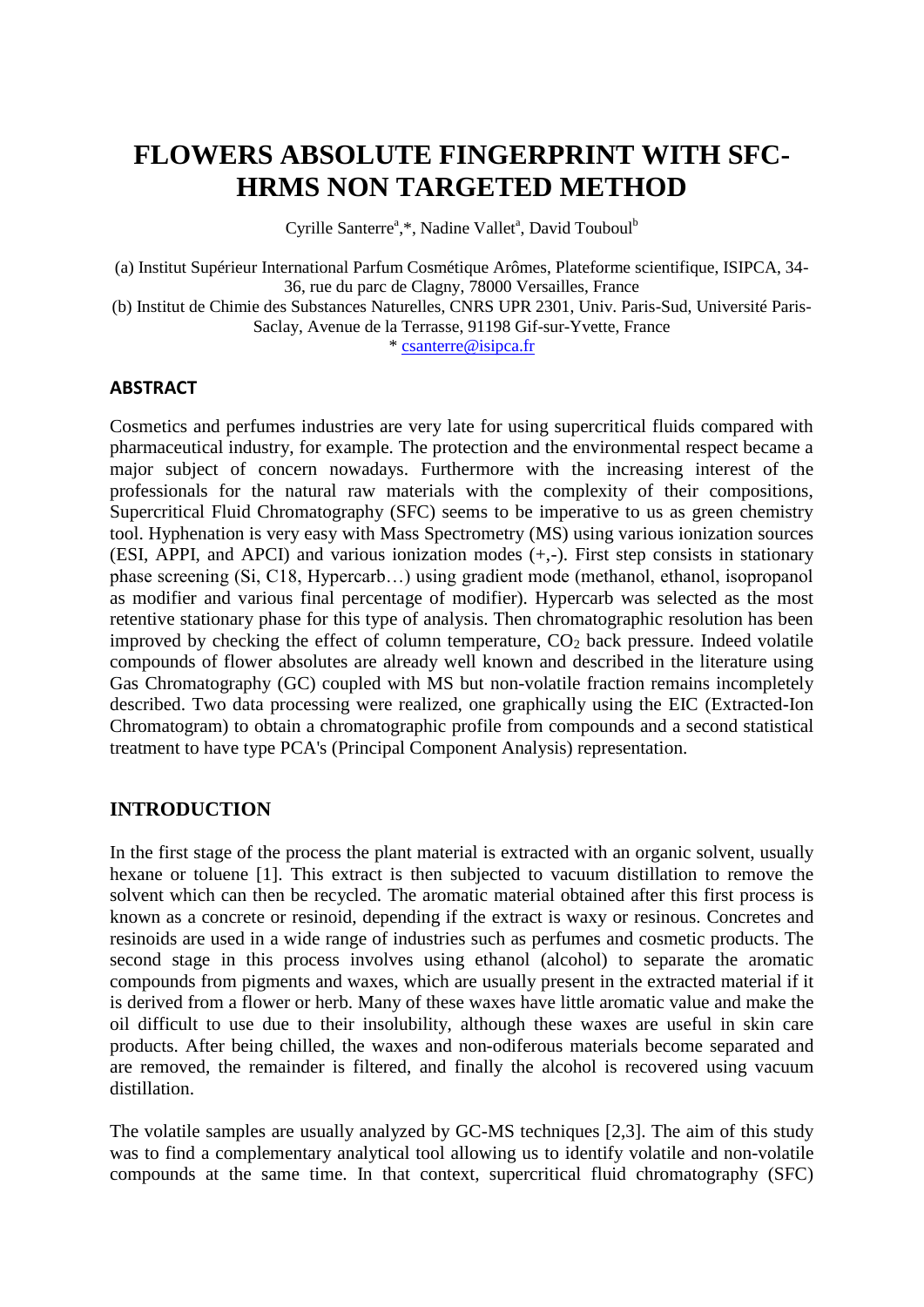# FLOWERS ABSOLUTE FINGERPRINT WITH SFC-HRMS NON TARGETED METHOD

Cyrille Santerre[a],*, Nadine Vallet[a], David Touboul[b]

(a) Institut Supérieur International Parfum Cosmétique Arômes, Plateforme scientifique, ISIPCA, 34-36, rue du parc de Clagny, 78000 Versailles, France
(b) Institut de Chimie des Substances Naturelles, CNRS UPR 2301, Univ. Paris-Sud, Université Paris-Saclay, Avenue de la Terrasse, 91198 Gif-sur-Yvette, France
* csanterre@isipca.fr

## ABSTRACT

Cosmetics and perfumes industries are very late for using supercritical fluids compared with pharmaceutical industry, for example. The protection and the environmental respect became a major subject of concern nowadays. Furthermore with the increasing interest of the professionals for the natural raw materials with the complexity of their compositions, Supercritical Fluid Chromatography (SFC) seems to be imperative to us as green chemistry tool. Hyphenation is very easy with Mass Spectrometry (MS) using various ionization sources (ESI, APPI, and APCI) and various ionization modes (+,-). First step consists in stationary phase screening (Si, C18, Hypercarb…) using gradient mode (methanol, ethanol, isopropanol as modifier and various final percentage of modifier). Hypercarb was selected as the most retentive stationary phase for this type of analysis. Then chromatographic resolution has been improved by checking the effect of column temperature, $CO_2$ back pressure. Indeed volatile compounds of flower absolutes are already well known and described in the literature using Gas Chromatography (GC) coupled with MS but non-volatile fraction remains incompletely described. Two data processing were realized, one graphically using the EIC (Extracted-Ion Chromatogram) to obtain a chromatographic profile from compounds and a second statistical treatment to have type PCA's (Principal Component Analysis) representation.

## INTRODUCTION

In the first stage of the process the plant material is extracted with an organic solvent, usually hexane or toluene [1]. This extract is then subjected to vacuum distillation to remove the solvent which can then be recycled. The aromatic material obtained after this first process is known as a concrete or resinoid, depending if the extract is waxy or resinous. Concretes and resinoids are used in a wide range of industries such as perfumes and cosmetic products. The second stage in this process involves using ethanol (alcohol) to separate the aromatic compounds from pigments and waxes, which are usually present in the extracted material if it is derived from a flower or herb. Many of these waxes have little aromatic value and make the oil difficult to use due to their insolubility, although these waxes are useful in skin care products. After being chilled, the waxes and non-odiferous materials become separated and are removed, the remainder is filtered, and finally the alcohol is recovered using vacuum distillation.

The volatile samples are usually analyzed by GC-MS techniques [2,3]. The aim of this study was to find a complementary analytical tool allowing us to identify volatile and non-volatile compounds at the same time. In that context, supercritical fluid chromatography (SFC)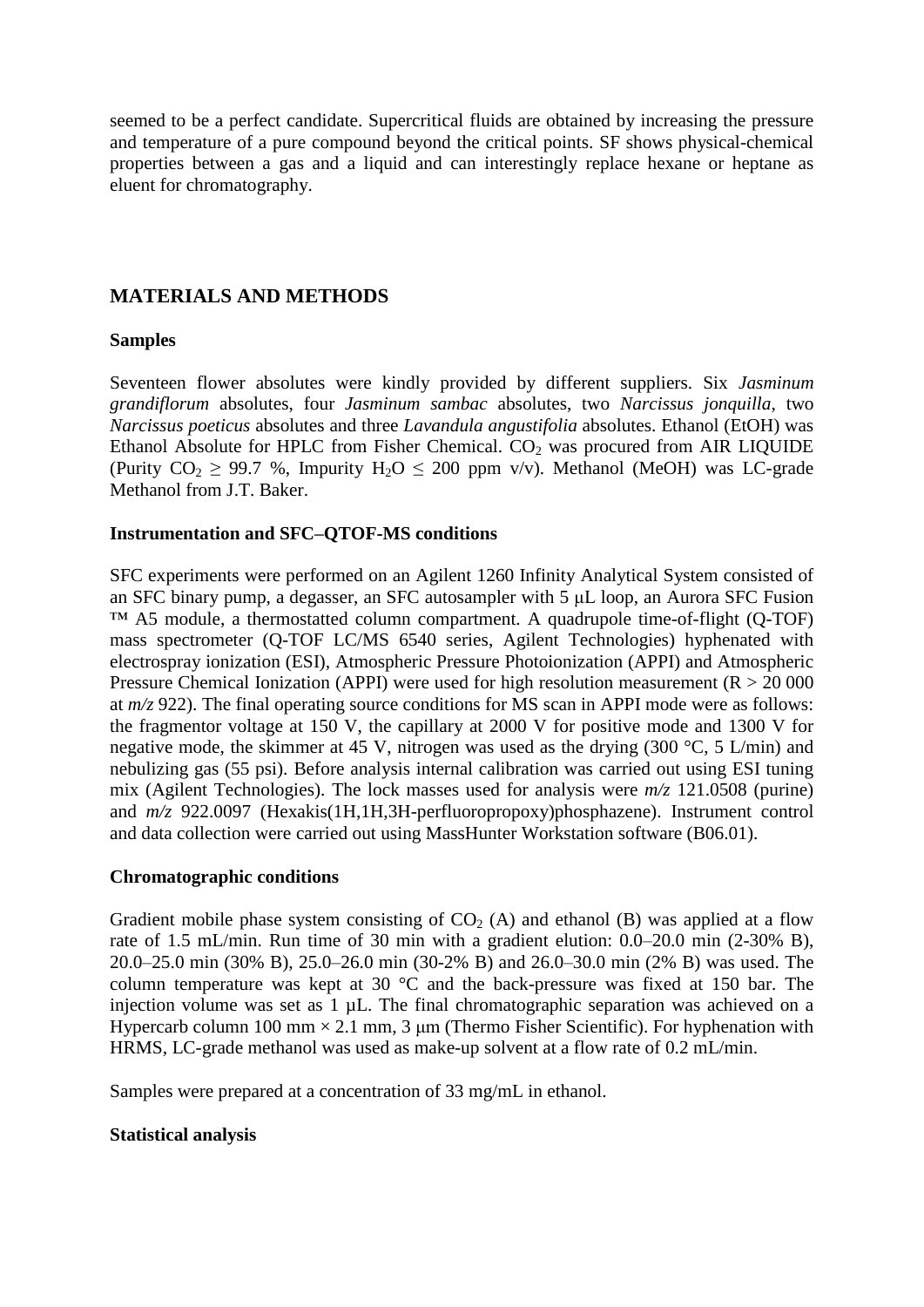seemed to be a perfect candidate. Supercritical fluids are obtained by increasing the pressure and temperature of a pure compound beyond the critical points. SF shows physical-chemical properties between a gas and a liquid and can interestingly replace hexane or heptane as eluent for chromatography.

## MATERIALS AND METHODS

### Samples

Seventeen flower absolutes were kindly provided by different suppliers. Six *Jasminum grandiflorum* absolutes, four *Jasminum sambac* absolutes, two *Narcissus jonquilla*, two *Narcissus poeticus* absolutes and three *Lavandula angustifolia* absolutes. Ethanol (EtOH) was Ethanol Absolute for HPLC from Fisher Chemical. $CO_2$ was procured from AIR LIQUIDE (Purity $CO_2 \geq 99.7$ %, Impurity $H_2O \leq 200$ ppm v/v). Methanol (MeOH) was LC-grade Methanol from J.T. Baker.

### Instrumentation and SFC–QTOF-MS conditions

SFC experiments were performed on an Agilent 1260 Infinity Analytical System consisted of an SFC binary pump, a degasser, an SFC autosampler with 5 µL loop, an Aurora SFC Fusion ™ A5 module, a thermostatted column compartment. A quadrupole time-of-flight (Q-TOF) mass spectrometer (Q-TOF LC/MS 6540 series, Agilent Technologies) hyphenated with electrospray ionization (ESI), Atmospheric Pressure Photoionization (APPI) and Atmospheric Pressure Chemical Ionization (APPI) were used for high resolution measurement (R > 20 000 at *m/z* 922). The final operating source conditions for MS scan in APPI mode were as follows: the fragmentor voltage at 150 V, the capillary at 2000 V for positive mode and 1300 V for negative mode, the skimmer at 45 V, nitrogen was used as the drying (300 °C, 5 L/min) and nebulizing gas (55 psi). Before analysis internal calibration was carried out using ESI tuning mix (Agilent Technologies). The lock masses used for analysis were *m/z* 121.0508 (purine) and *m/z* 922.0097 (Hexakis(1H,1H,3H-perfluoropropoxy)phosphazene). Instrument control and data collection were carried out using MassHunter Workstation software (B06.01).

### Chromatographic conditions

Gradient mobile phase system consisting of $CO_2$ (A) and ethanol (B) was applied at a flow rate of 1.5 mL/min. Run time of 30 min with a gradient elution: 0.0–20.0 min (2-30% B), 20.0–25.0 min (30% B), 25.0–26.0 min (30-2% B) and 26.0–30.0 min (2% B) was used. The column temperature was kept at 30 °C and the back-pressure was fixed at 150 bar. The injection volume was set as 1 µL. The final chromatographic separation was achieved on a Hypercarb column 100 mm × 2.1 mm, 3 µm (Thermo Fisher Scientific). For hyphenation with HRMS, LC-grade methanol was used as make-up solvent at a flow rate of 0.2 mL/min.

Samples were prepared at a concentration of 33 mg/mL in ethanol.

### Statistical analysis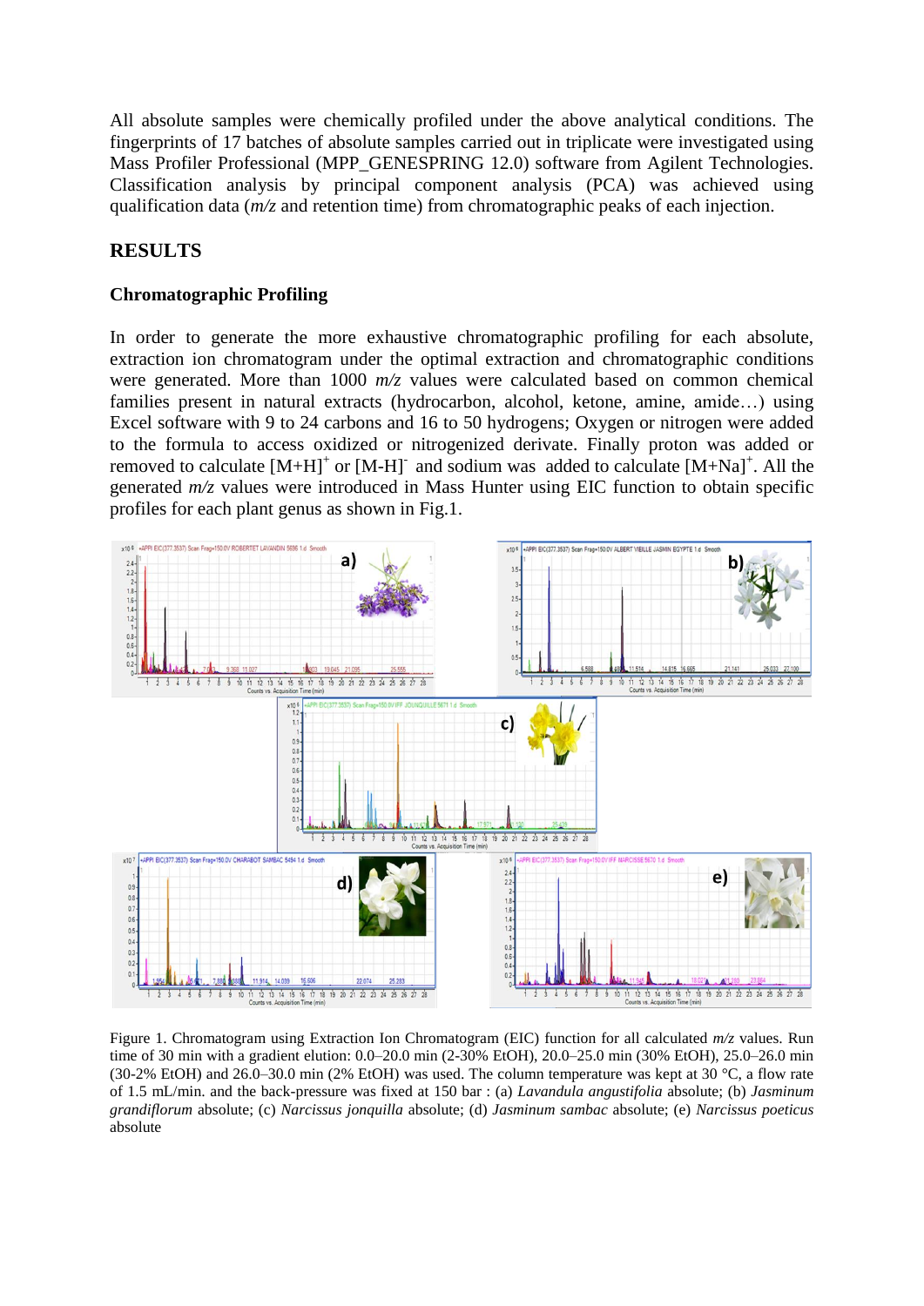All absolute samples were chemically profiled under the above analytical conditions. The fingerprints of 17 batches of absolute samples carried out in triplicate were investigated using Mass Profiler Professional (MPP_GENESPRING 12.0) software from Agilent Technologies. Classification analysis by principal component analysis (PCA) was achieved using qualification data (*m/z* and retention time) from chromatographic peaks of each injection.

## RESULTS

### Chromatographic Profiling

In order to generate the more exhaustive chromatographic profiling for each absolute, extraction ion chromatogram under the optimal extraction and chromatographic conditions were generated. More than 1000 *m/z* values were calculated based on common chemical families present in natural extracts (hydrocarbon, alcohol, ketone, amine, amide…) using Excel software with 9 to 24 carbons and 16 to 50 hydrogens; Oxygen or nitrogen were added to the formula to access oxidized or nitrogenized derivate. Finally proton was added or removed to calculate $[M+H]^+$ or $[M-H]^-$ and sodium was added to calculate $[M+Na]^+$. All the generated *m/z* values were introduced in Mass Hunter using EIC function to obtain specific profiles for each plant genus as shown in Fig.1.

Figure 1. Chromatogram using Extraction Ion Chromatogram (EIC) function for all calculated *m/z* values. Run time of 30 min with a gradient elution: 0.0–20.0 min (2-30% EtOH), 20.0–25.0 min (30% EtOH), 25.0–26.0 min (30-2% EtOH) and 26.0–30.0 min (2% EtOH) was used. The column temperature was kept at 30 °C, a flow rate of 1.5 mL/min. and the back-pressure was fixed at 150 bar : (a) *Lavandula angustifolia* absolute; (b) *Jasminum grandiflorum* absolute; (c) *Narcissus jonquilla* absolute; (d) *Jasminum sambac* absolute; (e) *Narcissus poeticus* absolute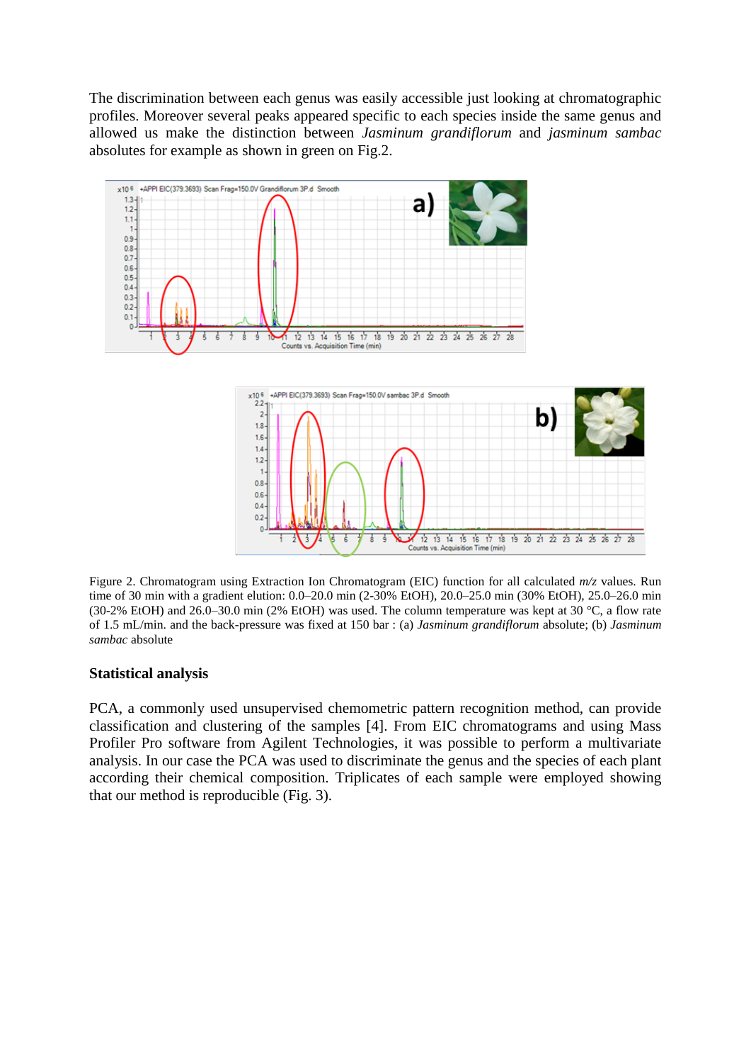The discrimination between each genus was easily accessible just looking at chromatographic profiles. Moreover several peaks appeared specific to each species inside the same genus and allowed us make the distinction between *Jasminum grandiflorum* and *jasminum sambac* absolutes for example as shown in green on Fig.2.

Figure 2. Chromatogram using Extraction Ion Chromatogram (EIC) function for all calculated *m/z* values. Run time of 30 min with a gradient elution: 0.0–20.0 min (2-30% EtOH), 20.0–25.0 min (30% EtOH), 25.0–26.0 min (30-2% EtOH) and 26.0–30.0 min (2% EtOH) was used. The column temperature was kept at 30 °C, a flow rate of 1.5 mL/min. and the back-pressure was fixed at 150 bar : (a) *Jasminum grandiflorum* absolute; (b) *Jasminum sambac* absolute

**Statistical analysis**

PCA, a commonly used unsupervised chemometric pattern recognition method, can provide classification and clustering of the samples [4]. From EIC chromatograms and using Mass Profiler Pro software from Agilent Technologies, it was possible to perform a multivariate analysis. In our case the PCA was used to discriminate the genus and the species of each plant according their chemical composition. Triplicates of each sample were employed showing that our method is reproducible (Fig. 3).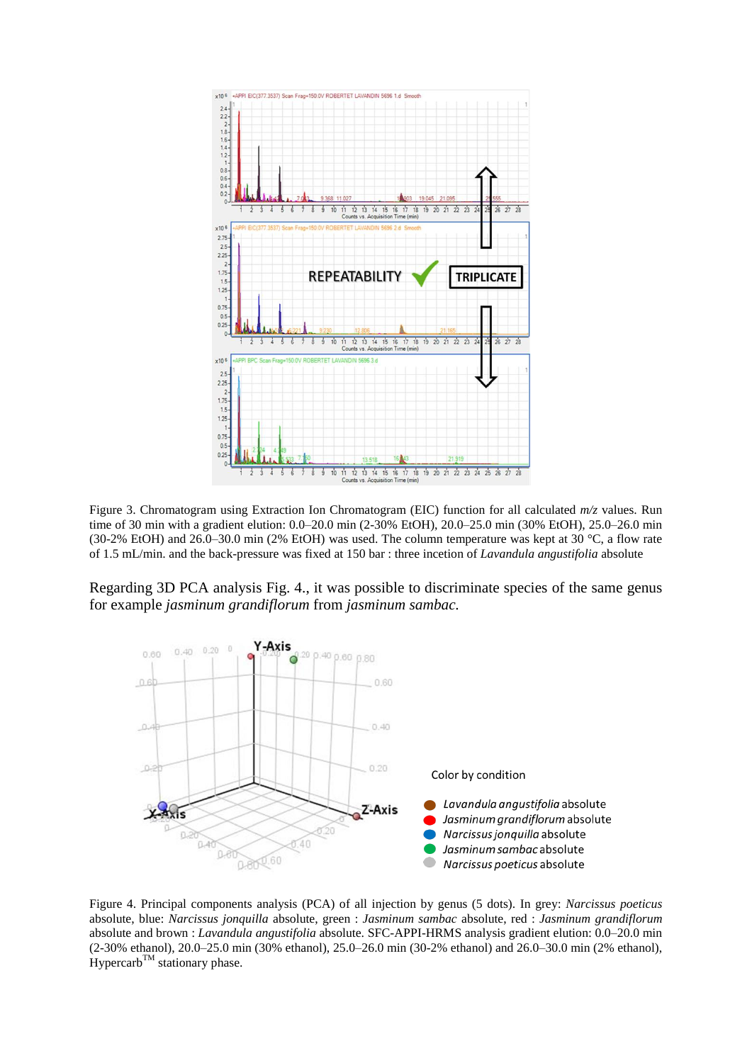Figure 3. Chromatogram using Extraction Ion Chromatogram (EIC) function for all calculated *m/z* values. Run time of 30 min with a gradient elution: 0.0–20.0 min (2-30% EtOH), 20.0–25.0 min (30% EtOH), 25.0–26.0 min (30-2% EtOH) and 26.0–30.0 min (2% EtOH) was used. The column temperature was kept at 30 °C, a flow rate of 1.5 mL/min. and the back-pressure was fixed at 150 bar : three incetion of *Lavandula angustifolia* absolute

Regarding 3D PCA analysis Fig. 4., it was possible to discriminate species of the same genus for example *jasminum grandiflorum* from *jasminum sambac.*

Figure 4. Principal components analysis (PCA) of all injection by genus (5 dots). In grey: *Narcissus poeticus* absolute, blue: *Narcissus jonquilla* absolute, green : *Jasminum sambac* absolute, red : *Jasminum grandiflorum* absolute and brown : *Lavandula angustifolia* absolute. SFC-APPI-HRMS analysis gradient elution: 0.0–20.0 min (2-30% ethanol), 20.0–25.0 min (30% ethanol), 25.0–26.0 min (30-2% ethanol) and 26.0–30.0 min (2% ethanol), Hypercarb™ stationary phase.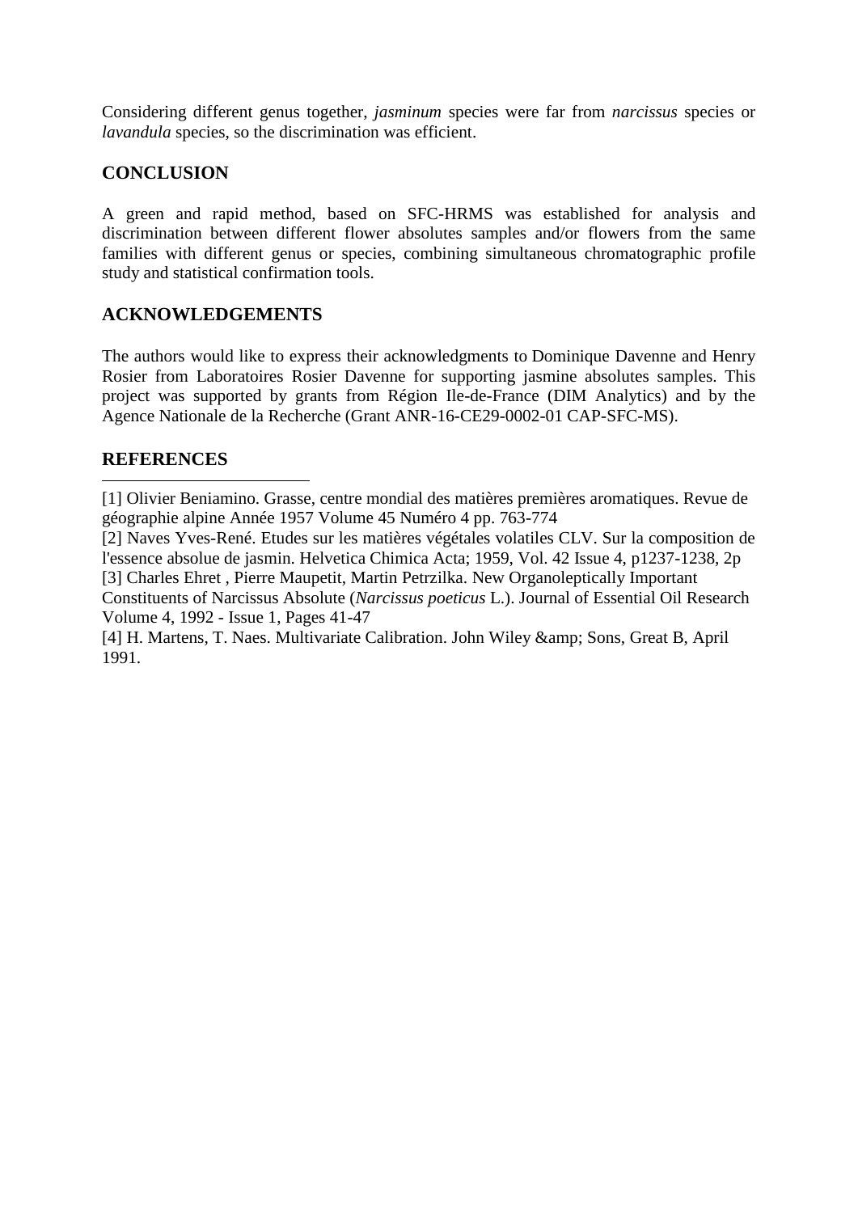Considering different genus together, *jasminum* species were far from *narcissus* species or *lavandula* species, so the discrimination was efficient.

## CONCLUSION

A green and rapid method, based on SFC-HRMS was established for analysis and discrimination between different flower absolutes samples and/or flowers from the same families with different genus or species, combining simultaneous chromatographic profile study and statistical confirmation tools.

## ACKNOWLEDGEMENTS

The authors would like to express their acknowledgments to Dominique Davenne and Henry Rosier from Laboratoires Rosier Davenne for supporting jasmine absolutes samples. This project was supported by grants from Région Ile-de-France (DIM Analytics) and by the Agence Nationale de la Recherche (Grant ANR-16-CE29-0002-01 CAP-SFC-MS).

## REFERENCES

[1] Olivier Beniamino. Grasse, centre mondial des matières premières aromatiques. Revue de géographie alpine Année 1957 Volume 45 Numéro 4 pp. 763-774

[2] Naves Yves-René. Etudes sur les matières végétales volatiles CLV. Sur la composition de l'essence absolue de jasmin. Helvetica Chimica Acta; 1959, Vol. 42 Issue 4, p1237-1238, 2p

[3] Charles Ehret , Pierre Maupetit, Martin Petrzilka. New Organoleptically Important Constituents of Narcissus Absolute (*Narcissus poeticus* L.). Journal of Essential Oil Research Volume 4, 1992 - Issue 1, Pages 41-47

[4] H. Martens, T. Naes. Multivariate Calibration. John Wiley &amp; Sons, Great B, April 1991.